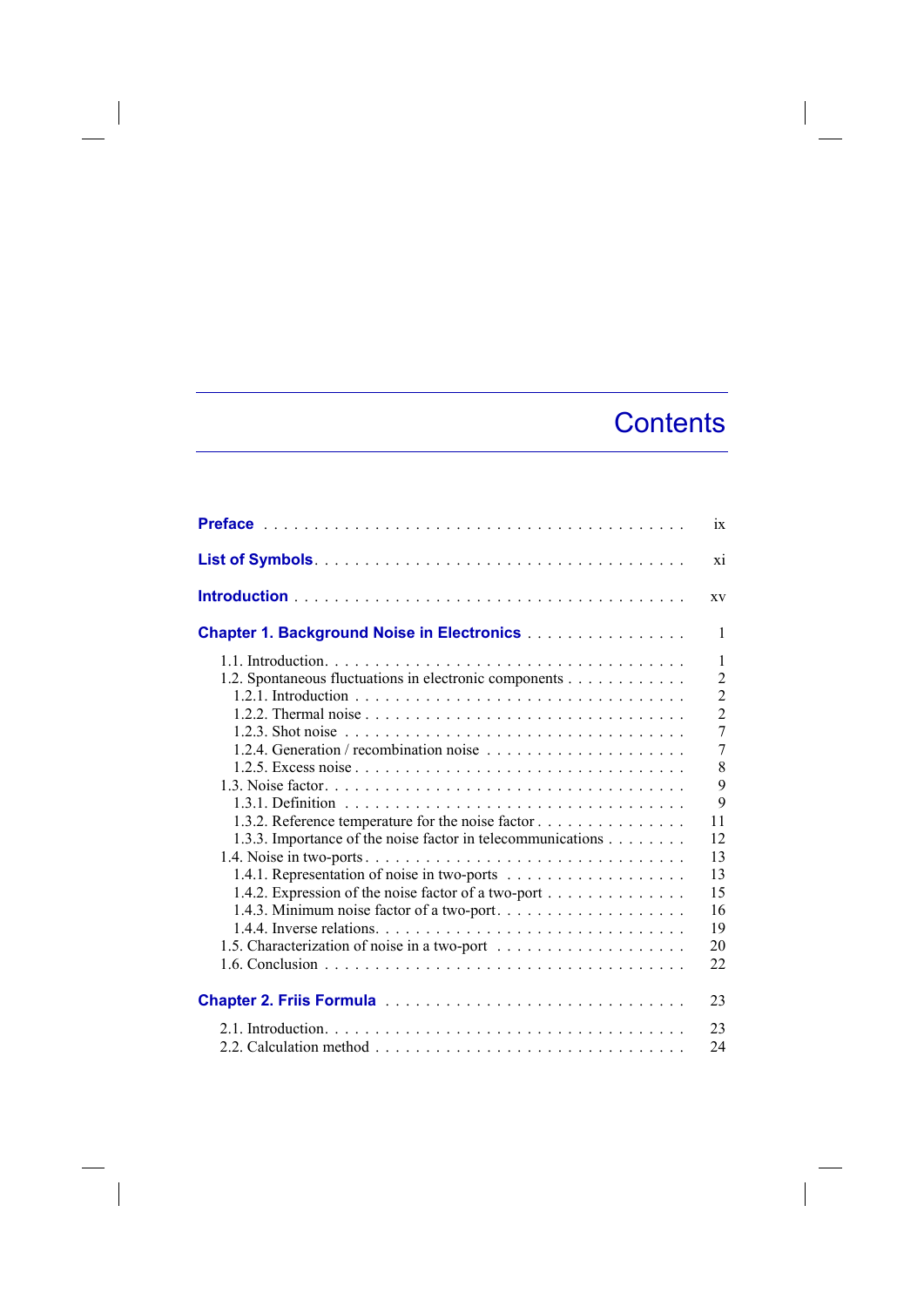# Contents

**Preface** . . . . . . . . . . ix

**List of Symbols** . . . . . . . . . . xi

**Introduction** . . . . . . . . . . xv

**Chapter 1. Background Noise in Electronics** . . . . . . . . . . 1

- 1.1. Introduction . . . . . . . . . . 1
- 1.2. Spontaneous fluctuations in electronic components . . . . . . . . . . 2
  - 1.2.1. Introduction . . . . . . . . . . 2
  - 1.2.2. Thermal noise . . . . . . . . . . 2
  - 1.2.3. Shot noise . . . . . . . . . . 7
  - 1.2.4. Generation / recombination noise . . . . . . . . . . 7
  - 1.2.5. Excess noise . . . . . . . . . . 8
- 1.3. Noise factor . . . . . . . . . . 9
  - 1.3.1. Definition . . . . . . . . . . 9
  - 1.3.2. Reference temperature for the noise factor . . . . . . . . . . 11
  - 1.3.3. Importance of the noise factor in telecommunications . . . . . . . . . . 12
- 1.4. Noise in two-ports . . . . . . . . . . 13
  - 1.4.1. Representation of noise in two-ports . . . . . . . . . . 13
  - 1.4.2. Expression of the noise factor of a two-port . . . . . . . . . . 15
  - 1.4.3. Minimum noise factor of a two-port . . . . . . . . . . 16
  - 1.4.4. Inverse relations . . . . . . . . . . 19
- 1.5. Characterization of noise in a two-port . . . . . . . . . . 20
- 1.6. Conclusion . . . . . . . . . . 22

**Chapter 2. Friis Formula** . . . . . . . . . . 23

- 2.1. Introduction . . . . . . . . . . 23
- 2.2. Calculation method . . . . . . . . . . 24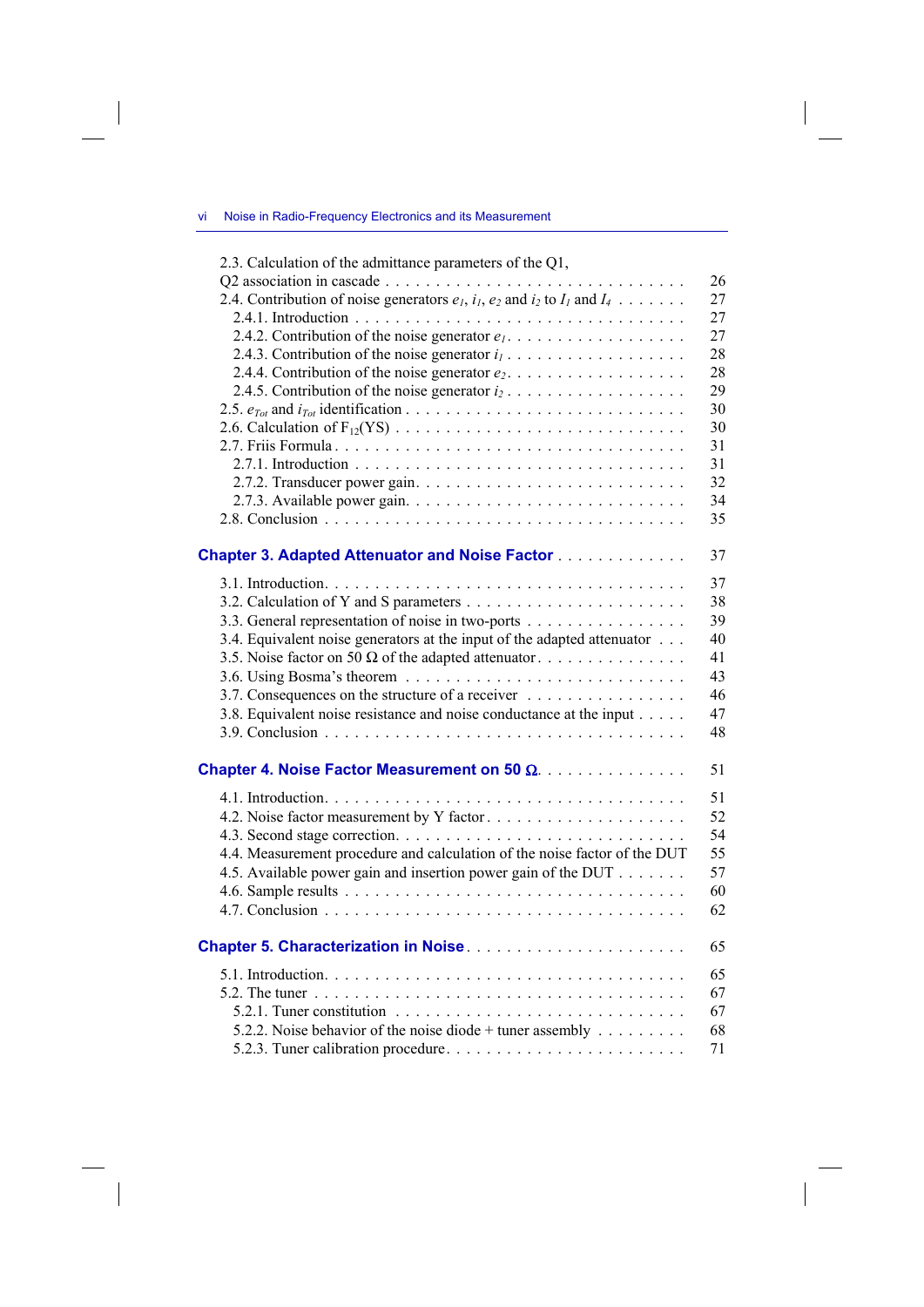2.3. Calculation of the admittance parameters of the Q1, Q2 association in cascade . . . . . . . . . . 26

2.4. Contribution of noise generators $e_1$, $i_1$, $e_2$ and $i_2$ to $I_1$ and $I_4$ . . . . . . . 27

2.4.1. Introduction . . . . . . . . . . 27

2.4.2. Contribution of the noise generator $e_1$ . . . . . . . . . . 27

2.4.3. Contribution of the noise generator $i_1$ . . . . . . . . . . 28

2.4.4. Contribution of the noise generator $e_2$ . . . . . . . . . . 28

2.4.5. Contribution of the noise generator $i_2$ . . . . . . . . . . 29

2.5. $e_{Tot}$ and $i_{Tot}$ identification . . . . . . . . . . 30

2.6. Calculation of $F_{12}$(YS) . . . . . . . . . . 30

2.7. Friis Formula . . . . . . . . . . 31

2.7.1. Introduction . . . . . . . . . . 31

2.7.2. Transducer power gain . . . . . . . . . . 32

2.7.3. Available power gain . . . . . . . . . . 34

2.8. Conclusion . . . . . . . . . . 35

**Chapter 3. Adapted Attenuator and Noise Factor . . . . . . . . . . 37**

3.1. Introduction . . . . . . . . . . 37

3.2. Calculation of Y and S parameters . . . . . . . . . . 38

3.3. General representation of noise in two-ports . . . . . . . . . . 39

3.4. Equivalent noise generators at the input of the adapted attenuator . . . 40

3.5. Noise factor on 50 Ω of the adapted attenuator . . . . . . . . . . 41

3.6. Using Bosma's theorem . . . . . . . . . . 43

3.7. Consequences on the structure of a receiver . . . . . . . . . . 46

3.8. Equivalent noise resistance and noise conductance at the input . . . . . 47

3.9. Conclusion . . . . . . . . . . 48

**Chapter 4. Noise Factor Measurement on 50 Ω . . . . . . . . . . 51**

4.1. Introduction . . . . . . . . . . 51

4.2. Noise factor measurement by Y factor . . . . . . . . . . 52

4.3. Second stage correction . . . . . . . . . . 54

4.4. Measurement procedure and calculation of the noise factor of the DUT 55

4.5. Available power gain and insertion power gain of the DUT . . . . . . . 57

4.6. Sample results . . . . . . . . . . 60

4.7. Conclusion . . . . . . . . . . 62

**Chapter 5. Characterization in Noise . . . . . . . . . . 65**

5.1. Introduction . . . . . . . . . . 65

5.2. The tuner . . . . . . . . . . 67

5.2.1. Tuner constitution . . . . . . . . . . 67

5.2.2. Noise behavior of the noise diode + tuner assembly . . . . . . . . . 68

5.2.3. Tuner calibration procedure . . . . . . . . . . 71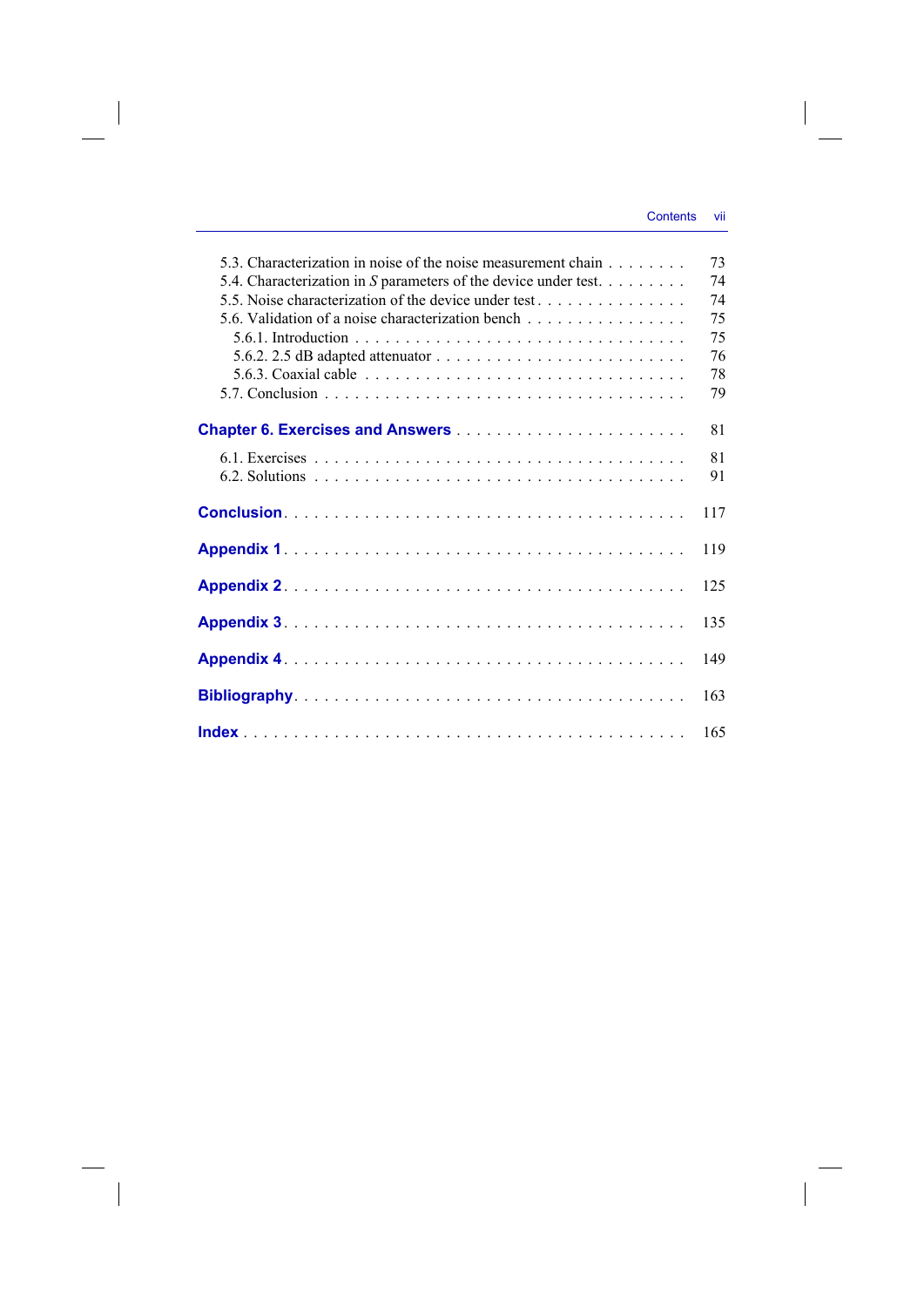5.3. Characterization in noise of the noise measurement chain . . . . . . . . 73
5.4. Characterization in *S* parameters of the device under test. . . . . . . . . 74
5.5. Noise characterization of the device under test . . . . . . . . . . . . . . . 74
5.6. Validation of a noise characterization bench . . . . . . . . . . . . . . . . 75
5.6.1. Introduction . . . . . . . . . . . . . . . . . . . . . . . . . . . . . . . . 75
5.6.2. 2.5 dB adapted attenuator . . . . . . . . . . . . . . . . . . . . . . . . 76
5.6.3. Coaxial cable . . . . . . . . . . . . . . . . . . . . . . . . . . . . . . . 78
5.7. Conclusion . . . . . . . . . . . . . . . . . . . . . . . . . . . . . . . . . . 79

**Chapter 6. Exercises and Answers** . . . . . . . . . . . . . . . . . . . . . . 81

6.1. Exercises . . . . . . . . . . . . . . . . . . . . . . . . . . . . . . . . . . . 81
6.2. Solutions . . . . . . . . . . . . . . . . . . . . . . . . . . . . . . . . . . . 91

**Conclusion** . . . . . . . . . . . . . . . . . . . . . . . . . . . . . . . . . . . 117

**Appendix 1** . . . . . . . . . . . . . . . . . . . . . . . . . . . . . . . . . . . 119

**Appendix 2** . . . . . . . . . . . . . . . . . . . . . . . . . . . . . . . . . . . 125

**Appendix 3** . . . . . . . . . . . . . . . . . . . . . . . . . . . . . . . . . . . 135

**Appendix 4** . . . . . . . . . . . . . . . . . . . . . . . . . . . . . . . . . . . 149

**Bibliography** . . . . . . . . . . . . . . . . . . . . . . . . . . . . . . . . . . 163

**Index** . . . . . . . . . . . . . . . . . . . . . . . . . . . . . . . . . . . . . . 165